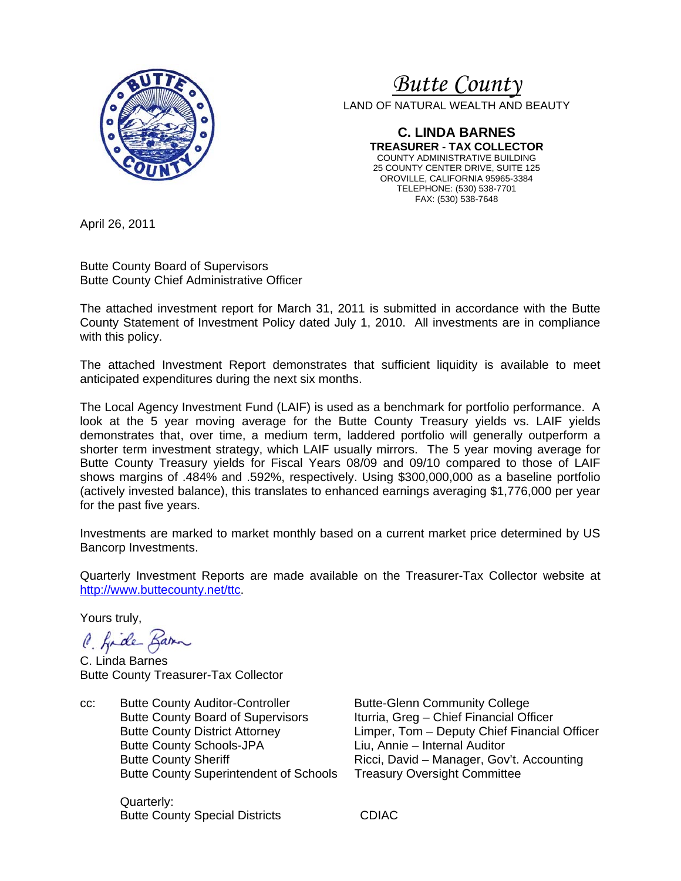# *Butte County*

LAND OF NATURAL WEALTH AND BEAUTY

**C. LINDA BARNES**
**TREASURER - TAX COLLECTOR**
COUNTY ADMINISTRATIVE BUILDING
25 COUNTY CENTER DRIVE, SUITE 125
OROVILLE, CALIFORNIA 95965-3384
TELEPHONE: (530) 538-7701
FAX: (530) 538-7648

April 26, 2011

Butte County Board of Supervisors
Butte County Chief Administrative Officer

The attached investment report for March 31, 2011 is submitted in accordance with the Butte County Statement of Investment Policy dated July 1, 2010. All investments are in compliance with this policy.

The attached Investment Report demonstrates that sufficient liquidity is available to meet anticipated expenditures during the next six months.

The Local Agency Investment Fund (LAIF) is used as a benchmark for portfolio performance. A look at the 5 year moving average for the Butte County Treasury yields vs. LAIF yields demonstrates that, over time, a medium term, laddered portfolio will generally outperform a shorter term investment strategy, which LAIF usually mirrors. The 5 year moving average for Butte County Treasury yields for Fiscal Years 08/09 and 09/10 compared to those of LAIF shows margins of .484% and .592%, respectively. Using $300,000,000 as a baseline portfolio (actively invested balance), this translates to enhanced earnings averaging $1,776,000 per year for the past five years.

Investments are marked to market monthly based on a current market price determined by US Bancorp Investments.

Quarterly Investment Reports are made available on the Treasurer-Tax Collector website at http://www.buttecounty.net/ttc.

Yours truly,

C. Linda Barnes
Butte County Treasurer-Tax Collector

cc:
- Butte County Auditor-Controller
- Butte County Board of Supervisors
- Butte County District Attorney
- Butte County Schools-JPA
- Butte County Sheriff
- Butte County Superintendent of Schools
- Butte-Glenn Community College
- Iturria, Greg – Chief Financial Officer
- Limper, Tom – Deputy Chief Financial Officer
- Liu, Annie – Internal Auditor
- Ricci, David – Manager, Gov't. Accounting
- Treasury Oversight Committee

Quarterly:
- Butte County Special Districts
- CDIAC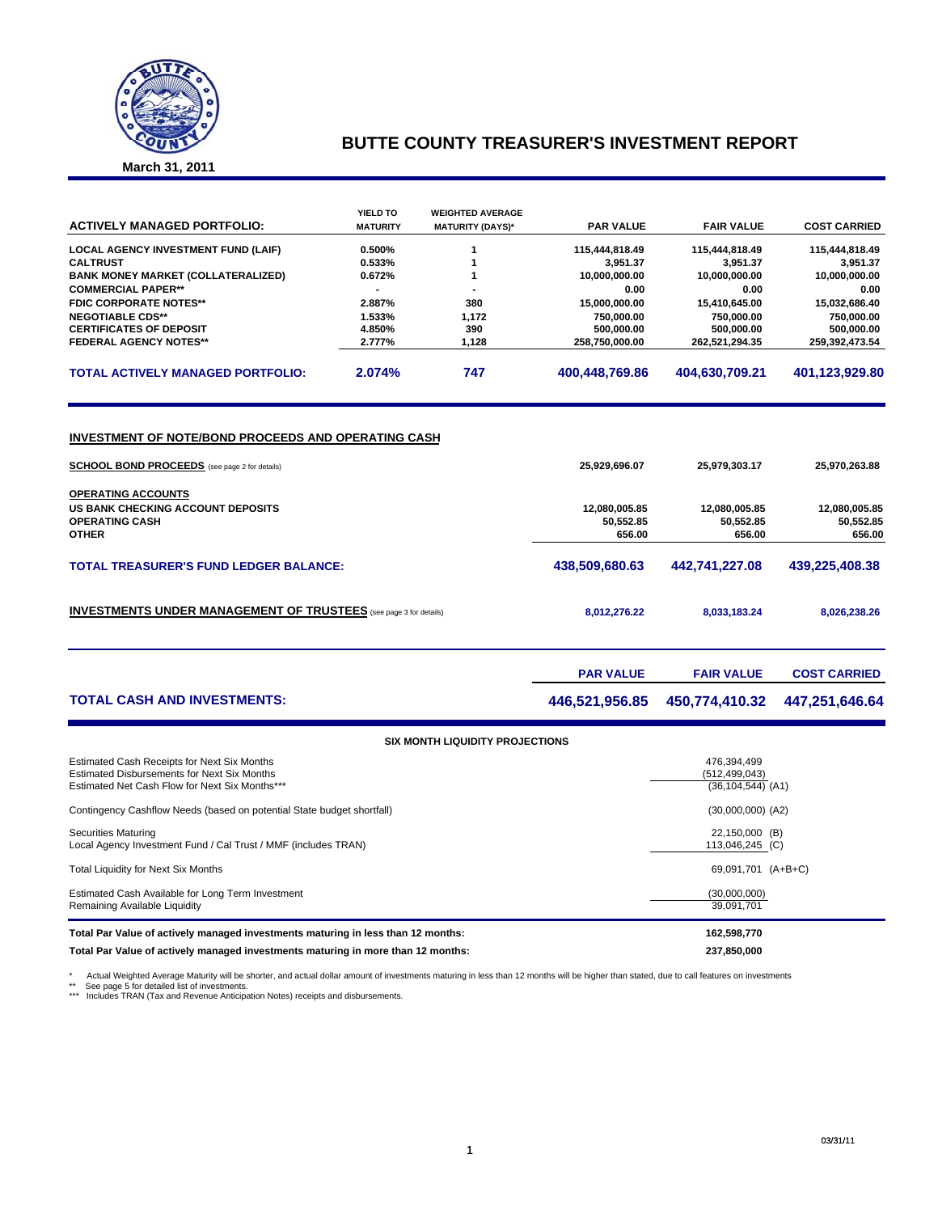# BUTTE COUNTY TREASURER'S INVESTMENT REPORT

**March 31, 2011**

| ACTIVELY MANAGED PORTFOLIO: | YIELD TO MATURITY | WEIGHTED AVERAGE MATURITY (DAYS)* | PAR VALUE | FAIR VALUE | COST CARRIED |
|---|---|---|---|---|---|
| LOCAL AGENCY INVESTMENT FUND (LAIF) | 0.500% | 1 | 115,444,818.49 | 115,444,818.49 | 115,444,818.49 |
| CALTRUST | 0.533% | 1 | 3,951.37 | 3,951.37 | 3,951.37 |
| BANK MONEY MARKET (COLLATERALIZED) | 0.672% | 1 | 10,000,000.00 | 10,000,000.00 | 10,000,000.00 |
| COMMERCIAL PAPER** | - | - | 0.00 | 0.00 | 0.00 |
| FDIC CORPORATE NOTES** | 2.887% | 380 | 15,000,000.00 | 15,410,645.00 | 15,032,686.40 |
| NEGOTIABLE CDS** | 1.533% | 1,172 | 750,000.00 | 750,000.00 | 750,000.00 |
| CERTIFICATES OF DEPOSIT | 4.850% | 390 | 500,000.00 | 500,000.00 | 500,000.00 |
| FEDERAL AGENCY NOTES** | 2.777% | 1,128 | 258,750,000.00 | 262,521,294.35 | 259,392,473.54 |
| **TOTAL ACTIVELY MANAGED PORTFOLIO:** | **2.074%** | **747** | **400,448,769.86** | **404,630,709.21** | **401,123,929.80** |

## INVESTMENT OF NOTE/BOND PROCEEDS AND OPERATING CASH

| | PAR VALUE | FAIR VALUE | COST CARRIED |
|---|---|---|---|
| **SCHOOL BOND PROCEEDS** (see page 2 for details) | 25,929,696.07 | 25,979,303.17 | 25,970,263.88 |
| **OPERATING ACCOUNTS** | | | |
| US BANK CHECKING ACCOUNT DEPOSITS | 12,080,005.85 | 12,080,005.85 | 12,080,005.85 |
| OPERATING CASH | 50,552.85 | 50,552.85 | 50,552.85 |
| OTHER | 656.00 | 656.00 | 656.00 |
| **TOTAL TREASURER'S FUND LEDGER BALANCE:** | **438,509,680.63** | **442,741,227.08** | **439,225,408.38** |
| **INVESTMENTS UNDER MANAGEMENT OF TRUSTEES** (see page 3 for details) | 8,012,276.22 | 8,033,183.24 | 8,026,238.26 |

| | PAR VALUE | FAIR VALUE | COST CARRIED |
|---|---|---|---|
| **TOTAL CASH AND INVESTMENTS:** | **446,521,956.85** | **450,774,410.32** | **447,251,646.64** |

### SIX MONTH LIQUIDITY PROJECTIONS

| | |
|---|---|
| Estimated Cash Receipts for Next Six Months | 476,394,499 |
| Estimated Disbursements for Next Six Months | (512,499,043) |
| Estimated Net Cash Flow for Next Six Months*** | (36,104,544) (A1) |
| Contingency Cashflow Needs (based on potential State budget shortfall) | (30,000,000) (A2) |
| Securities Maturing | 22,150,000 (B) |
| Local Agency Investment Fund / Cal Trust / MMF (includes TRAN) | 113,046,245 (C) |
| Total Liquidity for Next Six Months | 69,091,701 (A+B+C) |
| Estimated Cash Available for Long Term Investment | (30,000,000) |
| Remaining Available Liquidity | 39,091,701 |
| **Total Par Value of actively managed investments maturing in less than 12 months:** | **162,598,770** |
| **Total Par Value of actively managed investments maturing in more than 12 months:** | **237,850,000** |

\* Actual Weighted Average Maturity will be shorter, and actual dollar amount of investments maturing in less than 12 months will be higher than stated, due to call features on investments

\*\* See page 5 for detailed list of investments.

\*\*\* Includes TRAN (Tax and Revenue Anticipation Notes) receipts and disbursements.

03/31/11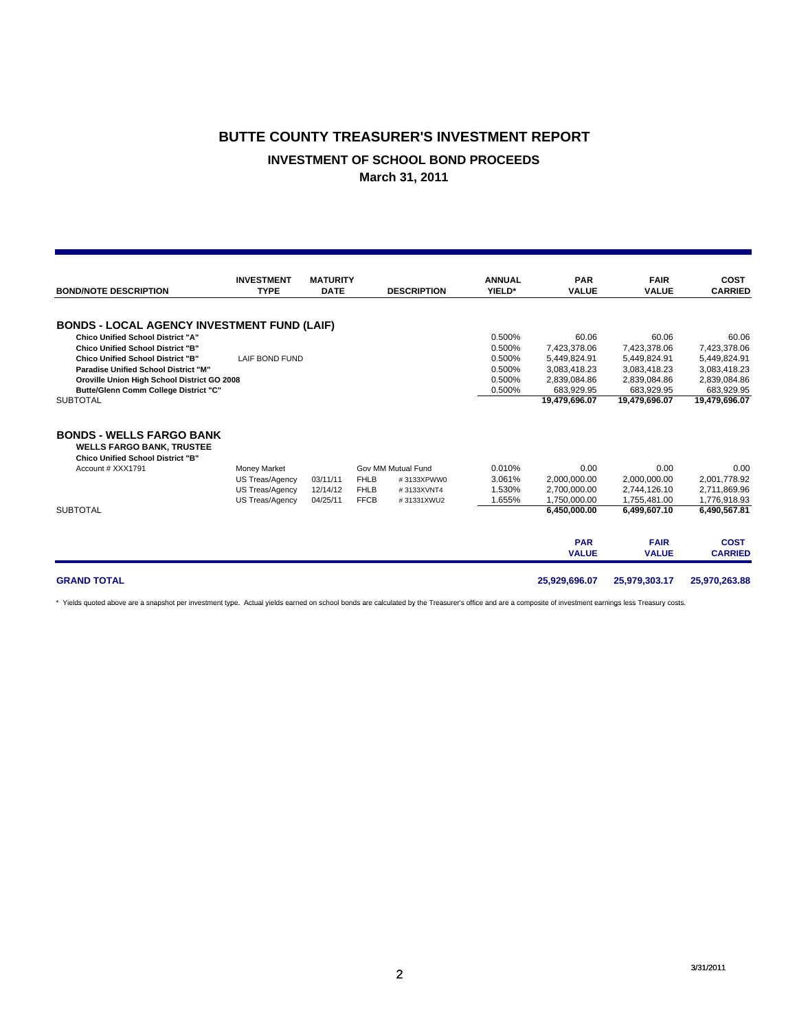# BUTTE COUNTY TREASURER'S INVESTMENT REPORT

## INVESTMENT OF SCHOOL BOND PROCEEDS

### March 31, 2011

| BOND/NOTE DESCRIPTION | INVESTMENT TYPE | MATURITY DATE | DESCRIPTION | | ANNUAL YIELD* | PAR VALUE | FAIR VALUE | COST CARRIED |
|---|---|---|---|---|---|---|---|---|
| **BONDS - LOCAL AGENCY INVESTMENT FUND (LAIF)** | | | | | | | | |
| **Chico Unified School District "A"** | | | | | 0.500% | 60.06 | 60.06 | 60.06 |
| **Chico Unified School District "B"** | | | | | 0.500% | 7,423,378.06 | 7,423,378.06 | 7,423,378.06 |
| **Chico Unified School District "B"** | LAIF BOND FUND | | | | 0.500% | 5,449,824.91 | 5,449,824.91 | 5,449,824.91 |
| **Paradise Unified School District "M"** | | | | | 0.500% | 3,083,418.23 | 3,083,418.23 | 3,083,418.23 |
| **Oroville Union High School District GO 2008** | | | | | 0.500% | 2,839,084.86 | 2,839,084.86 | 2,839,084.86 |
| **Butte/Glenn Comm College District "C"** | | | | | 0.500% | 683,929.95 | 683,929.95 | 683,929.95 |
| SUBTOTAL | | | | | | **19,479,696.07** | **19,479,696.07** | **19,479,696.07** |
| **BONDS - WELLS FARGO BANK** | | | | | | | | |
| **WELLS FARGO BANK, TRUSTEE** | | | | | | | | |
| **Chico Unified School District "B"** | | | | | | | | |
| Account # XXX1791 | Money Market | | Gov MM Mutual Fund | | 0.010% | 0.00 | 0.00 | 0.00 |
| | US Treas/Agency | 03/11/11 | FHLB | # 3133XPWW0 | 3.061% | 2,000,000.00 | 2,000,000.00 | 2,001,778.92 |
| | US Treas/Agency | 12/14/12 | FHLB | # 3133XVNT4 | 1.530% | 2,700,000.00 | 2,744,126.10 | 2,711,869.96 |
| | US Treas/Agency | 04/25/11 | FFCB | # 31331XWU2 | 1.655% | 1,750,000.00 | 1,755,481.00 | 1,776,918.93 |
| SUBTOTAL | | | | | | **6,450,000.00** | **6,499,607.10** | **6,490,567.81** |
| | | | | | | **PAR VALUE** | **FAIR VALUE** | **COST CARRIED** |
| **GRAND TOTAL** | | | | | | **25,929,696.07** | **25,979,303.17** | **25,970,263.88** |

* Yields quoted above are a snapshot per investment type. Actual yields earned on school bonds are calculated by the Treasurer's office and are a composite of investment earnings less Treasury costs.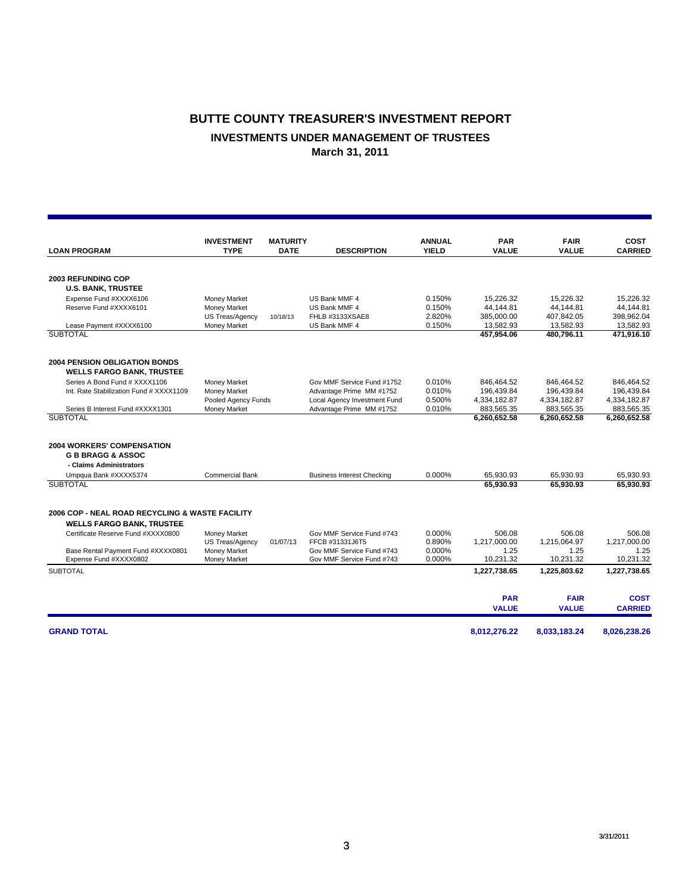# BUTTE COUNTY TREASURER'S INVESTMENT REPORT

## INVESTMENTS UNDER MANAGEMENT OF TRUSTEES

### March 31, 2011

| LOAN PROGRAM | INVESTMENT TYPE | MATURITY DATE | DESCRIPTION | ANNUAL YIELD | PAR VALUE | FAIR VALUE | COST CARRIED |
|---|---|---|---|---|---|---|---|
| **2003 REFUNDING COP** | | | | | | | |
| **U.S. BANK, TRUSTEE** | | | | | | | |
| Expense Fund #XXXX6106 | Money Market | | US Bank MMF 4 | 0.150% | 15,226.32 | 15,226.32 | 15,226.32 |
| Reserve Fund #XXXX6101 | Money Market | | US Bank MMF 4 | 0.150% | 44,144.81 | 44,144.81 | 44,144.81 |
| | US Treas/Agency | 10/18/13 | FHLB #3133XSAE8 | 2.820% | 385,000.00 | 407,842.05 | 398,962.04 |
| Lease Payment #XXXX6100 | Money Market | | US Bank MMF 4 | 0.150% | 13,582.93 | 13,582.93 | 13,582.93 |
| SUBTOTAL | | | | | **457,954.06** | **480,796.11** | **471,916.10** |
| **2004 PENSION OBLIGATION BONDS** | | | | | | | |
| **WELLS FARGO BANK, TRUSTEE** | | | | | | | |
| Series A Bond Fund # XXXX1106 | Money Market | | Gov MMF Service Fund #1752 | 0.010% | 846,464.52 | 846,464.52 | 846,464.52 |
| Int. Rate Stabilization Fund # XXXX1109 | Money Market | | Advantage Prime MM #1752 | 0.010% | 196,439.84 | 196,439.84 | 196,439.84 |
| | Pooled Agency Funds | | Local Agency Investment Fund | 0.500% | 4,334,182.87 | 4,334,182.87 | 4,334,182.87 |
| Series B Interest Fund #XXXX1301 | Money Market | | Advantage Prime MM #1752 | 0.010% | 883,565.35 | 883,565.35 | 883,565.35 |
| SUBTOTAL | | | | | **6,260,652.58** | **6,260,652.58** | **6,260,652.58** |
| **2004 WORKERS' COMPENSATION** | | | | | | | |
| **G B BRAGG & ASSOC** | | | | | | | |
| **- Claims Administrators** | | | | | | | |
| Umpqua Bank #XXXX5374 | Commercial Bank | | Business Interest Checking | 0.000% | 65,930.93 | 65,930.93 | 65,930.93 |
| SUBTOTAL | | | | | **65,930.93** | **65,930.93** | **65,930.93** |
| **2006 COP - NEAL ROAD RECYCLING & WASTE FACILITY** | | | | | | | |
| **WELLS FARGO BANK, TRUSTEE** | | | | | | | |
| Certificate Reserve Fund #XXXX0800 | Money Market | | Gov MMF Service Fund #743 | 0.000% | 506.08 | 506.08 | 506.08 |
| | US Treas/Agency | 01/07/13 | FFCB #31331J6T5 | 0.890% | 1,217,000.00 | 1,215,064.97 | 1,217,000.00 |
| Base Rental Payment Fund #XXXX0801 | Money Market | | Gov MMF Service Fund #743 | 0.000% | 1.25 | 1.25 | 1.25 |
| Expense Fund #XXXX0802 | Money Market | | Gov MMF Service Fund #743 | 0.000% | 10,231.32 | 10,231.32 | 10,231.32 |
| SUBTOTAL | | | | | **1,227,738.65** | **1,225,803.62** | **1,227,738.65** |
| | | | | | **PAR VALUE** | **FAIR VALUE** | **COST CARRIED** |
| **GRAND TOTAL** | | | | | **8,012,276.22** | **8,033,183.24** | **8,026,238.26** |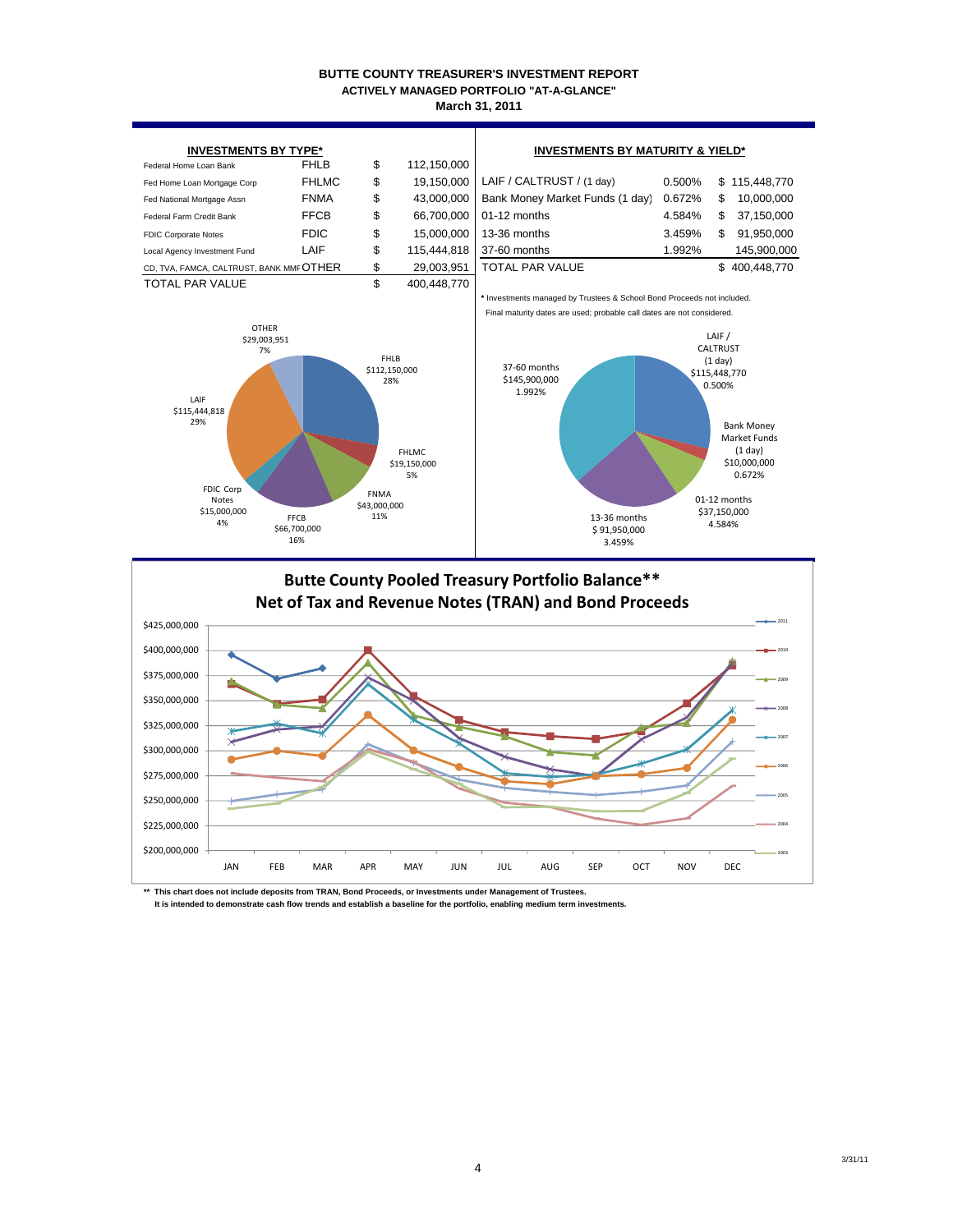# BUTTE COUNTY TREASURER'S INVESTMENT REPORT

## ACTIVELY MANAGED PORTFOLIO "AT-A-GLANCE"

### March 31, 2011

**INVESTMENTS BY TYPE***

| | | | |
|---|---|---|---|
| Federal Home Loan Bank | FHLB | $ | 112,150,000 |
| Fed Home Loan Mortgage Corp | FHLMC | $ | 19,150,000 |
| Fed National Mortgage Assn | FNMA | $ | 43,000,000 |
| Federal Farm Credit Bank | FFCB | $ | 66,700,000 |
| FDIC Corporate Notes | FDIC | $ | 15,000,000 |
| Local Agency Investment Fund | LAIF | $ | 115,444,818 |
| CD, TVA, FAMCA, CALTRUST, BANK MMF | OTHER | $ | 29,003,951 |
| TOTAL PAR VALUE | | $ | 400,448,770 |

**INVESTMENTS BY MATURITY & YIELD***

| | | |
|---|---|---|
| LAIF / CALTRUST / (1 day) | 0.500% | $ 115,448,770 |
| Bank Money Market Funds (1 day) | 0.672% | $ 10,000,000 |
| 01-12 months | 4.584% | $ 37,150,000 |
| 13-36 months | 3.459% | $ 91,950,000 |
| 37-60 months | 1.992% | 145,900,000 |
| TOTAL PAR VALUE | | $ 400,448,770 |

\* Investments managed by Trustees & School Bond Proceeds not included.
Final maturity dates are used; probable call dates are not considered.

## Butte County Pooled Treasury Portfolio Balance**
## Net of Tax and Revenue Notes (TRAN) and Bond Proceeds

\*\* This chart does not include deposits from TRAN, Bond Proceeds, or Investments under Management of Trustees.
It is intended to demonstrate cash flow trends and establish a baseline for the portfolio, enabling medium term investments.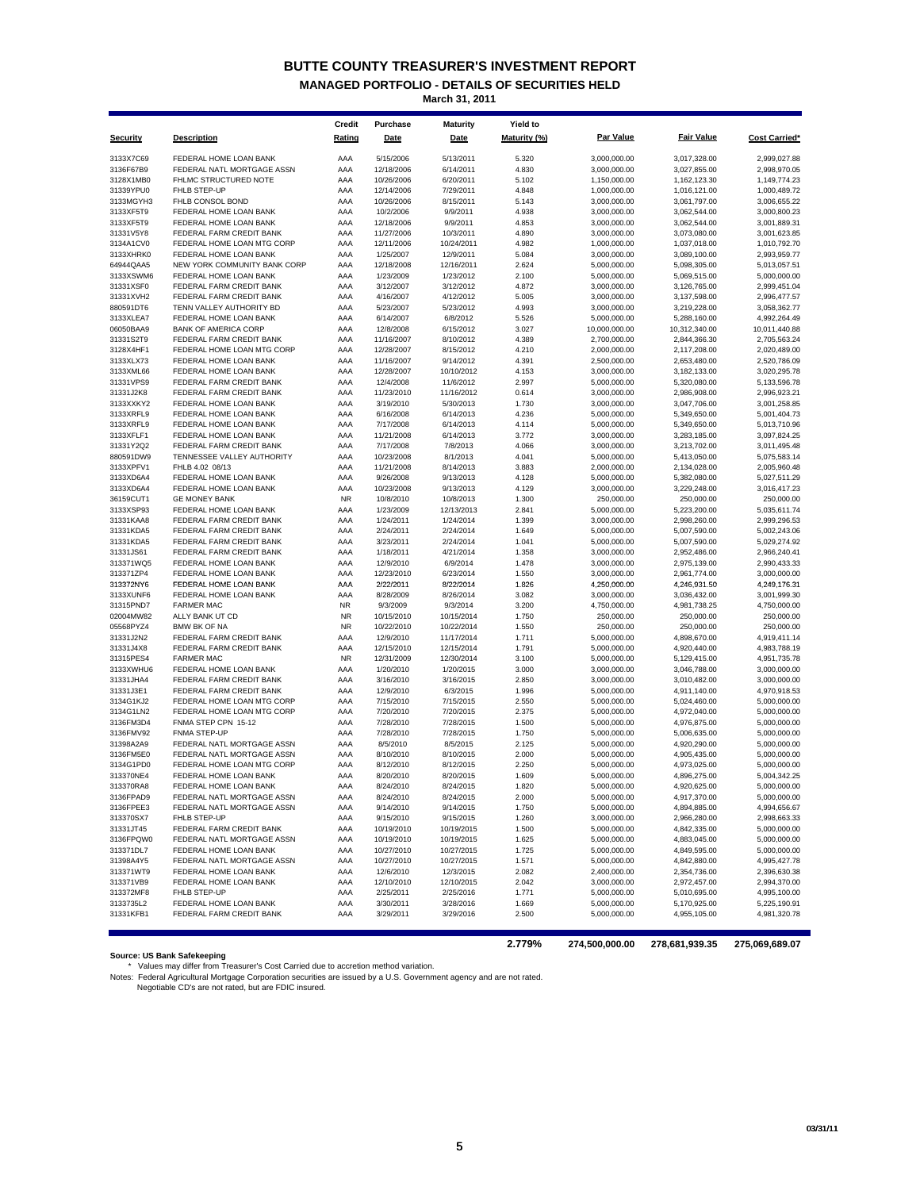# BUTTE COUNTY TREASURER'S INVESTMENT REPORT

## MANAGED PORTFOLIO - DETAILS OF SECURITIES HELD

**March 31, 2011**

| Security | Description | Credit Rating | Purchase Date | Maturity Date | Yield to Maturity (%) | Par Value | Fair Value | Cost Carried* |
|---|---|---|---|---|---|---|---|---|
| 3133X7C69 | FEDERAL HOME LOAN BANK | AAA | 5/15/2006 | 5/13/2011 | 5.320 | 3,000,000.00 | 3,017,328.00 | 2,999,027.88 |
| 3136F67B9 | FEDERAL NATL MORTGAGE ASSN | AAA | 12/18/2006 | 6/14/2011 | 4.830 | 3,000,000.00 | 3,027,855.00 | 2,998,970.05 |
| 3128X1MB0 | FHLMC STRUCTURED NOTE | AAA | 10/26/2006 | 6/20/2011 | 5.102 | 1,150,000.00 | 1,162,123.30 | 1,149,774.23 |
| 31339YPU0 | FHLB STEP-UP | AAA | 12/14/2006 | 7/29/2011 | 4.848 | 1,000,000.00 | 1,016,121.00 | 1,000,489.72 |
| 3133MGYH3 | FHLB CONSOL BOND | AAA | 10/26/2006 | 8/15/2011 | 5.143 | 3,000,000.00 | 3,061,797.00 | 3,006,655.22 |
| 3133XF5T9 | FEDERAL HOME LOAN BANK | AAA | 10/2/2006 | 9/9/2011 | 4.938 | 3,000,000.00 | 3,062,544.00 | 3,000,800.23 |
| 3133XF5T9 | FEDERAL HOME LOAN BANK | AAA | 12/18/2006 | 9/9/2011 | 4.853 | 3,000,000.00 | 3,062,544.00 | 3,001,889.31 |
| 31331V5Y8 | FEDERAL FARM CREDIT BANK | AAA | 11/27/2006 | 10/3/2011 | 4.890 | 3,000,000.00 | 3,073,080.00 | 3,001,623.85 |
| 3134A1CV0 | FEDERAL HOME LOAN MTG CORP | AAA | 12/11/2006 | 10/24/2011 | 4.982 | 1,000,000.00 | 1,037,018.00 | 1,010,792.70 |
| 3133XHRK0 | FEDERAL HOME LOAN BANK | AAA | 1/25/2007 | 12/9/2011 | 5.084 | 3,000,000.00 | 3,089,100.00 | 2,993,959.77 |
| 64944QAA5 | NEW YORK COMMUNITY BANK CORP | AAA | 12/18/2008 | 12/16/2011 | 2.624 | 5,000,000.00 | 5,098,305.00 | 5,013,057.51 |
| 3133XSWM6 | FEDERAL HOME LOAN BANK | AAA | 1/23/2009 | 1/23/2012 | 2.100 | 5,000,000.00 | 5,069,515.00 | 5,000,000.00 |
| 31331XSF0 | FEDERAL FARM CREDIT BANK | AAA | 3/12/2007 | 3/12/2012 | 4.872 | 3,000,000.00 | 3,126,765.00 | 2,999,451.04 |
| 31331XVH2 | FEDERAL FARM CREDIT BANK | AAA | 4/16/2007 | 4/12/2012 | 5.005 | 3,000,000.00 | 3,137,598.00 | 2,996,477.57 |
| 880591DT6 | TENN VALLEY AUTHORITY BD | AAA | 5/23/2007 | 5/23/2012 | 4.993 | 3,000,000.00 | 3,219,228.00 | 3,058,362.77 |
| 3133XLEA7 | FEDERAL HOME LOAN BANK | AAA | 6/14/2007 | 6/8/2012 | 5.526 | 5,000,000.00 | 5,288,160.00 | 4,992,264.49 |
| 06050BAA9 | BANK OF AMERICA CORP | AAA | 12/8/2008 | 6/15/2012 | 3.027 | 10,000,000.00 | 10,312,340.00 | 10,011,440.88 |
| 31331S2T9 | FEDERAL FARM CREDIT BANK | AAA | 11/16/2007 | 8/10/2012 | 4.389 | 2,700,000.00 | 2,844,366.30 | 2,705,563.24 |
| 3128X4HF1 | FEDERAL HOME LOAN MTG CORP | AAA | 12/28/2007 | 8/15/2012 | 4.210 | 2,000,000.00 | 2,117,208.00 | 2,020,489.00 |
| 3133XLX73 | FEDERAL HOME LOAN BANK | AAA | 11/16/2007 | 9/14/2012 | 4.391 | 2,500,000.00 | 2,653,480.00 | 2,520,786.09 |
| 3133XML66 | FEDERAL HOME LOAN BANK | AAA | 12/28/2007 | 10/10/2012 | 4.153 | 3,000,000.00 | 3,182,133.00 | 3,020,295.78 |
| 31331VPS9 | FEDERAL FARM CREDIT BANK | AAA | 12/4/2008 | 11/6/2012 | 2.997 | 5,000,000.00 | 5,320,080.00 | 5,133,596.78 |
| 31331J2K8 | FEDERAL FARM CREDIT BANK | AAA | 11/23/2010 | 11/16/2012 | 0.614 | 3,000,000.00 | 2,986,908.00 | 2,996,923.21 |
| 3133XXKY2 | FEDERAL HOME LOAN BANK | AAA | 3/19/2010 | 5/30/2013 | 1.730 | 3,000,000.00 | 3,047,706.00 | 3,001,258.85 |
| 3133XRFL9 | FEDERAL HOME LOAN BANK | AAA | 6/16/2008 | 6/14/2013 | 4.236 | 5,000,000.00 | 5,349,650.00 | 5,001,404.73 |
| 3133XRFL9 | FEDERAL HOME LOAN BANK | AAA | 7/17/2008 | 6/14/2013 | 4.114 | 5,000,000.00 | 5,349,650.00 | 5,013,710.96 |
| 3133XFLF1 | FEDERAL HOME LOAN BANK | AAA | 11/21/2008 | 6/14/2013 | 3.772 | 3,000,000.00 | 3,283,185.00 | 3,097,824.25 |
| 31331Y2Q2 | FEDERAL FARM CREDIT BANK | AAA | 7/17/2008 | 7/8/2013 | 4.066 | 3,000,000.00 | 3,213,702.00 | 3,011,495.48 |
| 880591DW9 | TENNESSEE VALLEY AUTHORITY | AAA | 10/23/2008 | 8/1/2013 | 4.041 | 5,000,000.00 | 5,413,050.00 | 5,075,583.14 |
| 3133XPFV1 | FHLB 4.02 08/13 | AAA | 11/21/2008 | 8/14/2013 | 3.883 | 2,000,000.00 | 2,134,028.00 | 2,005,960.48 |
| 3133XD6A4 | FEDERAL HOME LOAN BANK | AAA | 9/26/2008 | 9/13/2013 | 4.128 | 5,000,000.00 | 5,382,080.00 | 5,027,511.29 |
| 3133XD6A4 | FEDERAL HOME LOAN BANK | AAA | 10/23/2008 | 9/13/2013 | 4.129 | 3,000,000.00 | 3,229,248.00 | 3,016,417.23 |
| 36159CUT1 | GE MONEY BANK | NR | 10/8/2010 | 10/8/2013 | 1.300 | 250,000.00 | 250,000.00 | 250,000.00 |
| 3133XSP93 | FEDERAL HOME LOAN BANK | AAA | 1/23/2009 | 12/13/2013 | 2.841 | 5,000,000.00 | 5,223,200.00 | 5,035,611.74 |
| 31331KAA8 | FEDERAL FARM CREDIT BANK | AAA | 1/24/2011 | 1/24/2014 | 1.399 | 3,000,000.00 | 2,998,260.00 | 2,999,296.53 |
| 31331KDA5 | FEDERAL FARM CREDIT BANK | AAA | 2/24/2011 | 2/24/2014 | 1.649 | 5,000,000.00 | 5,007,590.00 | 5,002,243.06 |
| 31331KDA5 | FEDERAL FARM CREDIT BANK | AAA | 3/23/2011 | 2/24/2014 | 1.041 | 5,000,000.00 | 5,007,590.00 | 5,029,274.92 |
| 31331JS61 | FEDERAL FARM CREDIT BANK | AAA | 1/18/2011 | 4/21/2014 | 1.358 | 3,000,000.00 | 2,952,486.00 | 2,966,240.41 |
| 313371WQ5 | FEDERAL HOME LOAN BANK | AAA | 12/9/2010 | 6/9/2014 | 1.478 | 3,000,000.00 | 2,975,139.00 | 2,990,433.33 |
| 313371ZP4 | FEDERAL HOME LOAN BANK | AAA | 12/23/2010 | 6/23/2014 | 1.550 | 3,000,000.00 | 2,961,774.00 | 3,000,000.00 |
| 313372NY6 | FEDERAL HOME LOAN BANK | AAA | 2/22/2011 | 8/22/2014 | 1.826 | 4,250,000.00 | 4,246,931.50 | 4,249,176.31 |
| 3133XUNF6 | FEDERAL HOME LOAN BANK | AAA | 8/28/2009 | 8/26/2014 | 3.082 | 3,000,000.00 | 3,036,432.00 | 3,001,999.30 |
| 31315PND7 | FARMER MAC | NR | 9/3/2009 | 9/3/2014 | 3.200 | 4,750,000.00 | 4,981,738.25 | 4,750,000.00 |
| 02004MW82 | ALLY BANK UT CD | NR | 10/15/2010 | 10/15/2014 | 1.750 | 250,000.00 | 250,000.00 | 250,000.00 |
| 05568PYZ4 | BMW BK OF NA | NR | 10/22/2010 | 10/22/2014 | 1.550 | 250,000.00 | 250,000.00 | 250,000.00 |
| 31331J2N2 | FEDERAL FARM CREDIT BANK | AAA | 12/9/2010 | 11/17/2014 | 1.711 | 5,000,000.00 | 4,898,670.00 | 4,919,411.14 |
| 31331J4X8 | FEDERAL FARM CREDIT BANK | AAA | 12/15/2010 | 12/15/2014 | 1.791 | 5,000,000.00 | 4,920,440.00 | 4,983,788.19 |
| 31315PES4 | FARMER MAC | NR | 12/31/2009 | 12/30/2014 | 3.100 | 5,000,000.00 | 5,129,415.00 | 4,951,735.78 |
| 3133XWHU6 | FEDERAL HOME LOAN BANK | AAA | 1/20/2010 | 1/20/2015 | 3.000 | 3,000,000.00 | 3,046,788.00 | 3,000,000.00 |
| 31331JHA4 | FEDERAL FARM CREDIT BANK | AAA | 3/16/2010 | 3/16/2015 | 2.850 | 3,000,000.00 | 3,010,482.00 | 3,000,000.00 |
| 31331J3E1 | FEDERAL FARM CREDIT BANK | AAA | 12/9/2010 | 6/3/2015 | 1.996 | 5,000,000.00 | 4,911,140.00 | 4,970,918.53 |
| 3134G1KJ2 | FEDERAL HOME LOAN MTG CORP | AAA | 7/15/2010 | 7/15/2015 | 2.550 | 5,000,000.00 | 5,024,460.00 | 5,000,000.00 |
| 3134G1LN2 | FEDERAL HOME LOAN MTG CORP | AAA | 7/20/2010 | 7/20/2015 | 2.375 | 5,000,000.00 | 4,972,040.00 | 5,000,000.00 |
| 3136FM3D4 | FNMA STEP CPN 15-12 | AAA | 7/28/2010 | 7/28/2015 | 1.500 | 5,000,000.00 | 4,976,875.00 | 5,000,000.00 |
| 3136FMV92 | FNMA STEP-UP | AAA | 7/28/2010 | 7/28/2015 | 1.750 | 5,000,000.00 | 5,006,635.00 | 5,000,000.00 |
| 31398A2A9 | FEDERAL NATL MORTGAGE ASSN | AAA | 8/5/2010 | 8/5/2015 | 2.125 | 5,000,000.00 | 4,920,290.00 | 5,000,000.00 |
| 3136FM5E0 | FEDERAL NATL MORTGAGE ASSN | AAA | 8/10/2010 | 8/10/2015 | 2.000 | 5,000,000.00 | 4,905,435.00 | 5,000,000.00 |
| 3134G1PD0 | FEDERAL HOME LOAN MTG CORP | AAA | 8/12/2010 | 8/12/2015 | 2.250 | 5,000,000.00 | 4,973,025.00 | 5,000,000.00 |
| 313370NE4 | FEDERAL HOME LOAN BANK | AAA | 8/20/2010 | 8/20/2015 | 1.609 | 5,000,000.00 | 4,896,275.00 | 5,004,342.25 |
| 313370RA8 | FEDERAL HOME LOAN BANK | AAA | 8/24/2010 | 8/24/2015 | 1.820 | 5,000,000.00 | 4,920,625.00 | 5,000,000.00 |
| 3136FPAD9 | FEDERAL NATL MORTGAGE ASSN | AAA | 8/24/2010 | 8/24/2015 | 2.000 | 5,000,000.00 | 4,917,370.00 | 5,000,000.00 |
| 3136FPEE3 | FEDERAL NATL MORTGAGE ASSN | AAA | 9/14/2010 | 9/14/2015 | 1.750 | 5,000,000.00 | 4,894,885.00 | 4,994,656.67 |
| 313370SX7 | FHLB STEP-UP | AAA | 9/15/2010 | 9/15/2015 | 1.260 | 3,000,000.00 | 2,966,280.00 | 2,998,663.33 |
| 31331JT45 | FEDERAL FARM CREDIT BANK | AAA | 10/19/2010 | 10/19/2015 | 1.500 | 5,000,000.00 | 4,842,335.00 | 5,000,000.00 |
| 3136FPQW0 | FEDERAL NATL MORTGAGE ASSN | AAA | 10/19/2010 | 10/19/2015 | 1.625 | 5,000,000.00 | 4,883,045.00 | 5,000,000.00 |
| 313371DL7 | FEDERAL HOME LOAN BANK | AAA | 10/27/2010 | 10/27/2015 | 1.725 | 5,000,000.00 | 4,849,595.00 | 5,000,000.00 |
| 31398A4Y5 | FEDERAL NATL MORTGAGE ASSN | AAA | 10/27/2010 | 10/27/2015 | 1.571 | 5,000,000.00 | 4,842,880.00 | 4,995,427.78 |
| 313371WT9 | FEDERAL HOME LOAN BANK | AAA | 12/6/2010 | 12/3/2015 | 2.082 | 2,400,000.00 | 2,354,736.00 | 2,396,630.38 |
| 313371VB9 | FEDERAL HOME LOAN BANK | AAA | 12/10/2010 | 12/10/2015 | 2.042 | 3,000,000.00 | 2,972,457.00 | 2,994,370.00 |
| 313372MF8 | FHLB STEP-UP | AAA | 2/25/2011 | 2/25/2016 | 1.771 | 5,000,000.00 | 5,010,695.00 | 4,995,100.00 |
| 3133735L2 | FEDERAL HOME LOAN BANK | AAA | 3/30/2011 | 3/28/2016 | 1.669 | 5,000,000.00 | 5,170,925.00 | 5,225,190.91 |
| 31331KFB1 | FEDERAL FARM CREDIT BANK | AAA | 3/29/2011 | 3/29/2016 | 2.500 | 5,000,000.00 | 4,955,105.00 | 4,981,320.78 |
| | | | | | **2.779%** | **274,500,000.00** | **278,681,939.35** | **275,069,689.07** |

**Source: US Bank Safekeeping**

\* Values may differ from Treasurer's Cost Carried due to accretion method variation.

Notes: Federal Agricultural Mortgage Corporation securities are issued by a U.S. Government agency and are not rated.
Negotiable CD's are not rated, but are FDIC insured.